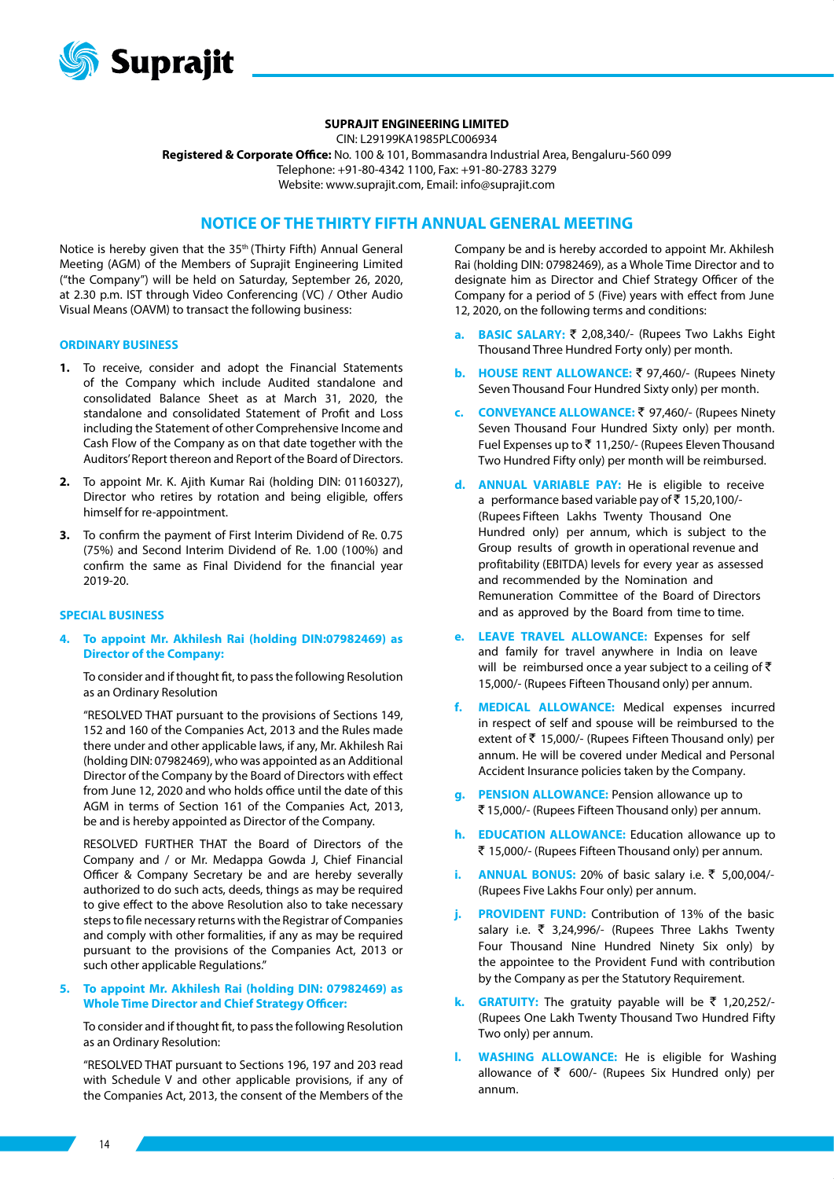**SUPRAJIT ENGINEERING LIMITED**

CIN: L29199KA1985PLC006934

**Registered & Corporate Office:** No. 100 & 101, Bommasandra Industrial Area, Bengaluru-560 099

Telephone: +91-80-4342 1100, Fax: +91-80-2783 3279

Website: www.suprajit.com, Email: info@suprajit.com

# NOTICE OF THE THIRTY FIFTH ANNUAL GENERAL MEETING

Notice is hereby given that the 35th (Thirty Fifth) Annual General Meeting (AGM) of the Members of Suprajit Engineering Limited ("the Company") will be held on Saturday, September 26, 2020, at 2.30 p.m. IST through Video Conferencing (VC) / Other Audio Visual Means (OAVM) to transact the following business:

## ORDINARY BUSINESS

1. To receive, consider and adopt the Financial Statements of the Company which include Audited standalone and consolidated Balance Sheet as at March 31, 2020, the standalone and consolidated Statement of Profit and Loss including the Statement of other Comprehensive Income and Cash Flow of the Company as on that date together with the Auditors' Report thereon and Report of the Board of Directors.

2. To appoint Mr. K. Ajith Kumar Rai (holding DIN: 01160327), Director who retires by rotation and being eligible, offers himself for re-appointment.

3. To confirm the payment of First Interim Dividend of Re. 0.75 (75%) and Second Interim Dividend of Re. 1.00 (100%) and confirm the same as Final Dividend for the financial year 2019-20.

## SPECIAL BUSINESS

**4. To appoint Mr. Akhilesh Rai (holding DIN:07982469) as Director of the Company:**

To consider and if thought fit, to pass the following Resolution as an Ordinary Resolution

"RESOLVED THAT pursuant to the provisions of Sections 149, 152 and 160 of the Companies Act, 2013 and the Rules made there under and other applicable laws, if any, Mr. Akhilesh Rai (holding DIN: 07982469), who was appointed as an Additional Director of the Company by the Board of Directors with effect from June 12, 2020 and who holds office until the date of this AGM in terms of Section 161 of the Companies Act, 2013, be and is hereby appointed as Director of the Company.

RESOLVED FURTHER THAT the Board of Directors of the Company and / or Mr. Medappa Gowda J, Chief Financial Officer & Company Secretary be and are hereby severally authorized to do such acts, deeds, things as may be required to give effect to the above Resolution also to take necessary steps to file necessary returns with the Registrar of Companies and comply with other formalities, if any as may be required pursuant to the provisions of the Companies Act, 2013 or such other applicable Regulations."

**5. To appoint Mr. Akhilesh Rai (holding DIN: 07982469) as Whole Time Director and Chief Strategy Officer:**

To consider and if thought fit, to pass the following Resolution as an Ordinary Resolution:

"RESOLVED THAT pursuant to Sections 196, 197 and 203 read with Schedule V and other applicable provisions, if any of the Companies Act, 2013, the consent of the Members of the Company be and is hereby accorded to appoint Mr. Akhilesh Rai (holding DIN: 07982469), as a Whole Time Director and to designate him as Director and Chief Strategy Officer of the Company for a period of 5 (Five) years with effect from June 12, 2020, on the following terms and conditions:

a. **BASIC SALARY:** ₹ 2,08,340/- (Rupees Two Lakhs Eight Thousand Three Hundred Forty only) per month.

b. **HOUSE RENT ALLOWANCE:** ₹ 97,460/- (Rupees Ninety Seven Thousand Four Hundred Sixty only) per month.

c. **CONVEYANCE ALLOWANCE:** ₹ 97,460/- (Rupees Ninety Seven Thousand Four Hundred Sixty only) per month. Fuel Expenses up to ₹ 11,250/- (Rupees Eleven Thousand Two Hundred Fifty only) per month will be reimbursed.

d. **ANNUAL VARIABLE PAY:** He is eligible to receive a performance based variable pay of ₹ 15,20,100/- (Rupees Fifteen Lakhs Twenty Thousand One Hundred only) per annum, which is subject to the Group results of growth in operational revenue and profitability (EBITDA) levels for every year as assessed and recommended by the Nomination and Remuneration Committee of the Board of Directors and as approved by the Board from time to time.

e. **LEAVE TRAVEL ALLOWANCE:** Expenses for self and family for travel anywhere in India on leave will be reimbursed once a year subject to a ceiling of ₹ 15,000/- (Rupees Fifteen Thousand only) per annum.

f. **MEDICAL ALLOWANCE:** Medical expenses incurred in respect of self and spouse will be reimbursed to the extent of ₹ 15,000/- (Rupees Fifteen Thousand only) per annum. He will be covered under Medical and Personal Accident Insurance policies taken by the Company.

g. **PENSION ALLOWANCE:** Pension allowance up to ₹ 15,000/- (Rupees Fifteen Thousand only) per annum.

h. **EDUCATION ALLOWANCE:** Education allowance up to ₹ 15,000/- (Rupees Fifteen Thousand only) per annum.

i. **ANNUAL BONUS:** 20% of basic salary i.e. ₹ 5,00,004/- (Rupees Five Lakhs Four only) per annum.

j. **PROVIDENT FUND:** Contribution of 13% of the basic salary i.e. ₹ 3,24,996/- (Rupees Three Lakhs Twenty Four Thousand Nine Hundred Ninety Six only) by the appointee to the Provident Fund with contribution by the Company as per the Statutory Requirement.

k. **GRATUITY:** The gratuity payable will be ₹ 1,20,252/- (Rupees One Lakh Twenty Thousand Two Hundred Fifty Two only) per annum.

l. **WASHING ALLOWANCE:** He is eligible for Washing allowance of ₹ 600/- (Rupees Six Hundred only) per annum.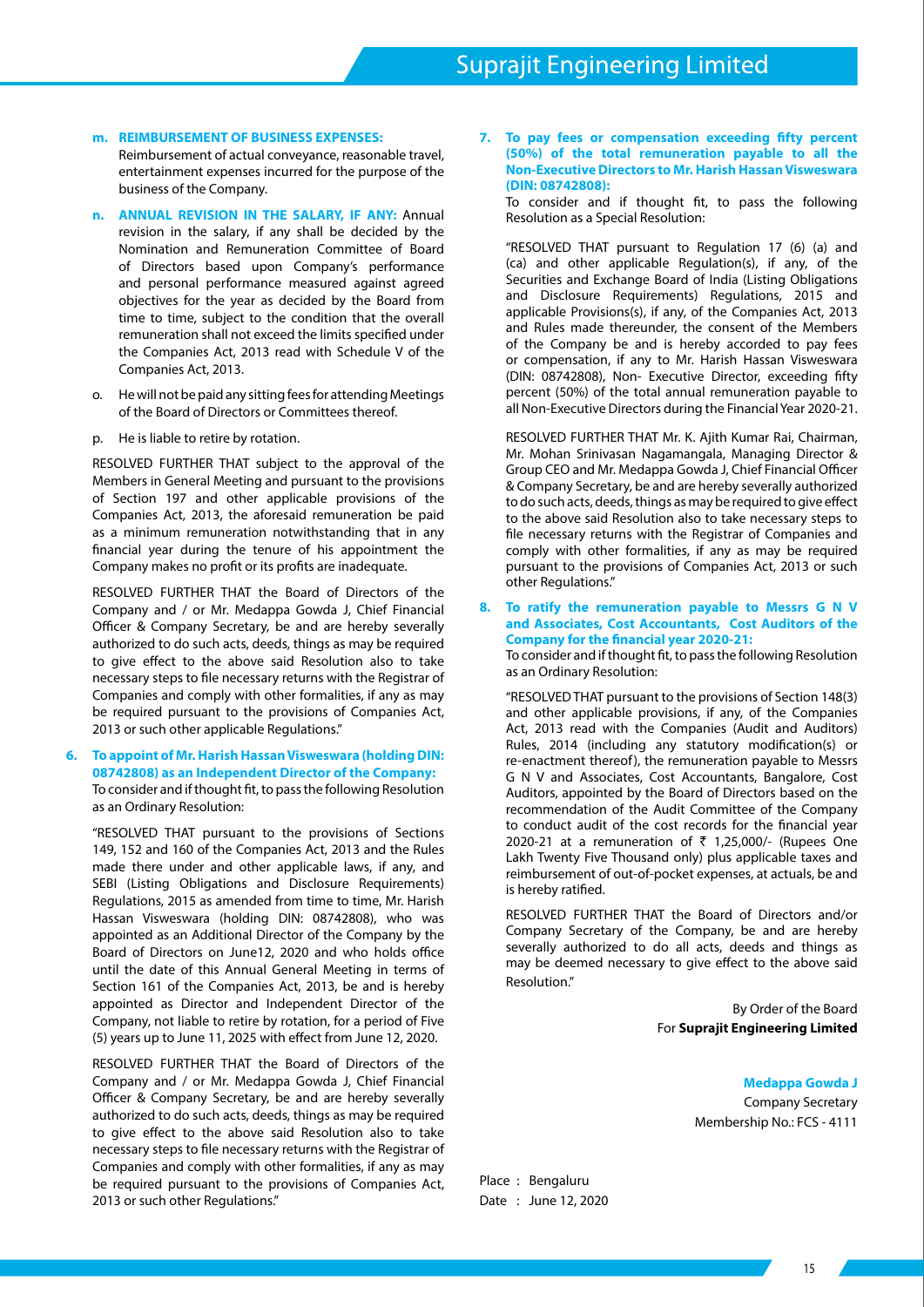m. **REIMBURSEMENT OF BUSINESS EXPENSES:** Reimbursement of actual conveyance, reasonable travel, entertainment expenses incurred for the purpose of the business of the Company.

n. **ANNUAL REVISION IN THE SALARY, IF ANY:** Annual revision in the salary, if any shall be decided by the Nomination and Remuneration Committee of Board of Directors based upon Company's performance and personal performance measured against agreed objectives for the year as decided by the Board from time to time, subject to the condition that the overall remuneration shall not exceed the limits specified under the Companies Act, 2013 read with Schedule V of the Companies Act, 2013.

o. He will not be paid any sitting fees for attending Meetings of the Board of Directors or Committees thereof.

p. He is liable to retire by rotation.

RESOLVED FURTHER THAT subject to the approval of the Members in General Meeting and pursuant to the provisions of Section 197 and other applicable provisions of the Companies Act, 2013, the aforesaid remuneration be paid as a minimum remuneration notwithstanding that in any financial year during the tenure of his appointment the Company makes no profit or its profits are inadequate.

RESOLVED FURTHER THAT the Board of Directors of the Company and / or Mr. Medappa Gowda J, Chief Financial Officer & Company Secretary, be and are hereby severally authorized to do such acts, deeds, things as may be required to give effect to the above said Resolution also to take necessary steps to file necessary returns with the Registrar of Companies and comply with other formalities, if any as may be required pursuant to the provisions of Companies Act, 2013 or such other applicable Regulations."

6. **To appoint of Mr. Harish Hassan Visweswara (holding DIN: 08742808) as an Independent Director of the Company:**

To consider and if thought fit, to pass the following Resolution as an Ordinary Resolution:

"RESOLVED THAT pursuant to the provisions of Sections 149, 152 and 160 of the Companies Act, 2013 and the Rules made there under and other applicable laws, if any, and SEBI (Listing Obligations and Disclosure Requirements) Regulations, 2015 as amended from time to time, Mr. Harish Hassan Visweswara (holding DIN: 08742808), who was appointed as an Additional Director of the Company by the Board of Directors on June12, 2020 and who holds office until the date of this Annual General Meeting in terms of Section 161 of the Companies Act, 2013, be and is hereby appointed as Director and Independent Director of the Company, not liable to retire by rotation, for a period of Five (5) years up to June 11, 2025 with effect from June 12, 2020.

RESOLVED FURTHER THAT the Board of Directors of the Company and / or Mr. Medappa Gowda J, Chief Financial Officer & Company Secretary, be and are hereby severally authorized to do such acts, deeds, things as may be required to give effect to the above said Resolution also to take necessary steps to file necessary returns with the Registrar of Companies and comply with other formalities, if any as may be required pursuant to the provisions of Companies Act, 2013 or such other Regulations."

7. **To pay fees or compensation exceeding fifty percent (50%) of the total remuneration payable to all the Non-Executive Directors to Mr. Harish Hassan Visweswara (DIN: 08742808):**

To consider and if thought fit, to pass the following Resolution as a Special Resolution:

"RESOLVED THAT pursuant to Regulation 17 (6) (a) and (ca) and other applicable Regulation(s), if any, of the Securities and Exchange Board of India (Listing Obligations and Disclosure Requirements) Regulations, 2015 and applicable Provisions(s), if any, of the Companies Act, 2013 and Rules made thereunder, the consent of the Members of the Company be and is hereby accorded to pay fees or compensation, if any to Mr. Harish Hassan Visweswara (DIN: 08742808), Non- Executive Director, exceeding fifty percent (50%) of the total annual remuneration payable to all Non-Executive Directors during the Financial Year 2020-21.

RESOLVED FURTHER THAT Mr. K. Ajith Kumar Rai, Chairman, Mr. Mohan Srinivasan Nagamangala, Managing Director & Group CEO and Mr. Medappa Gowda J, Chief Financial Officer & Company Secretary, be and are hereby severally authorized to do such acts, deeds, things as may be required to give effect to the above said Resolution also to take necessary steps to file necessary returns with the Registrar of Companies and comply with other formalities, if any as may be required pursuant to the provisions of Companies Act, 2013 or such other Regulations."

8. **To ratify the remuneration payable to Messrs G N V and Associates, Cost Accountants, Cost Auditors of the Company for the financial year 2020-21:**

To consider and if thought fit, to pass the following Resolution as an Ordinary Resolution:

"RESOLVED THAT pursuant to the provisions of Section 148(3) and other applicable provisions, if any, of the Companies Act, 2013 read with the Companies (Audit and Auditors) Rules, 2014 (including any statutory modification(s) or re-enactment thereof), the remuneration payable to Messrs G N V and Associates, Cost Accountants, Bangalore, Cost Auditors, appointed by the Board of Directors based on the recommendation of the Audit Committee of the Company to conduct audit of the cost records for the financial year 2020-21 at a remuneration of ₹ 1,25,000/- (Rupees One Lakh Twenty Five Thousand only) plus applicable taxes and reimbursement of out-of-pocket expenses, at actuals, be and is hereby ratified.

RESOLVED FURTHER THAT the Board of Directors and/or Company Secretary of the Company, be and are hereby severally authorized to do all acts, deeds and things as may be deemed necessary to give effect to the above said Resolution."

By Order of the Board
For **Suprajit Engineering Limited**

**Medappa Gowda J**
Company Secretary
Membership No.: FCS - 4111

Place : Bengaluru
Date : June 12, 2020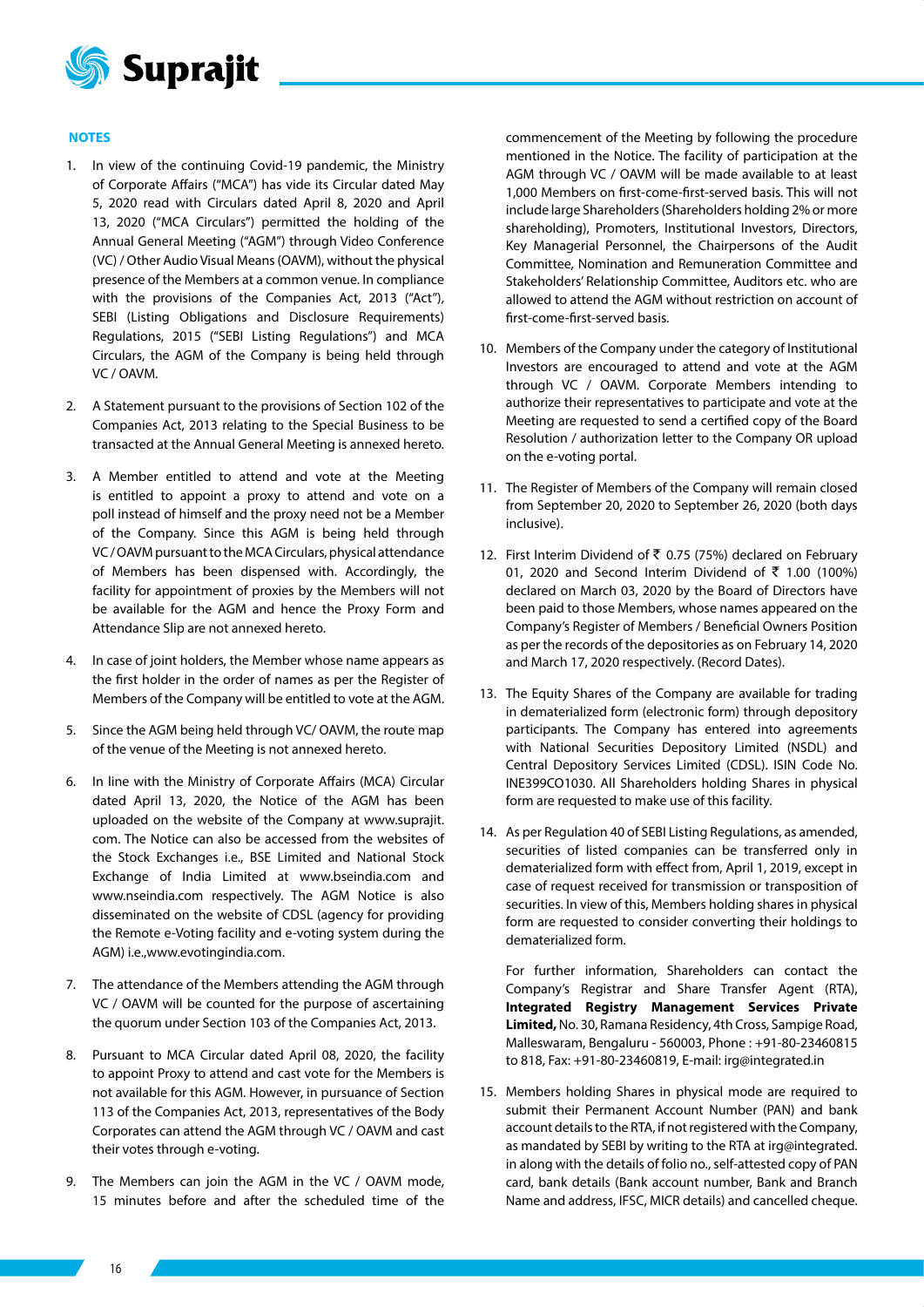## NOTES

1. In view of the continuing Covid-19 pandemic, the Ministry of Corporate Affairs ("MCA") has vide its Circular dated May 5, 2020 read with Circulars dated April 8, 2020 and April 13, 2020 ("MCA Circulars") permitted the holding of the Annual General Meeting ("AGM") through Video Conference (VC) / Other Audio Visual Means (OAVM), without the physical presence of the Members at a common venue. In compliance with the provisions of the Companies Act, 2013 ("Act"), SEBI (Listing Obligations and Disclosure Requirements) Regulations, 2015 ("SEBI Listing Regulations") and MCA Circulars, the AGM of the Company is being held through VC / OAVM.

2. A Statement pursuant to the provisions of Section 102 of the Companies Act, 2013 relating to the Special Business to be transacted at the Annual General Meeting is annexed hereto.

3. A Member entitled to attend and vote at the Meeting is entitled to appoint a proxy to attend and vote on a poll instead of himself and the proxy need not be a Member of the Company. Since this AGM is being held through VC / OAVM pursuant to the MCA Circulars, physical attendance of Members has been dispensed with. Accordingly, the facility for appointment of proxies by the Members will not be available for the AGM and hence the Proxy Form and Attendance Slip are not annexed hereto.

4. In case of joint holders, the Member whose name appears as the first holder in the order of names as per the Register of Members of the Company will be entitled to vote at the AGM.

5. Since the AGM being held through VC/ OAVM, the route map of the venue of the Meeting is not annexed hereto.

6. In line with the Ministry of Corporate Affairs (MCA) Circular dated April 13, 2020, the Notice of the AGM has been uploaded on the website of the Company at www.suprajit.com. The Notice can also be accessed from the websites of the Stock Exchanges i.e., BSE Limited and National Stock Exchange of India Limited at www.bseindia.com and www.nseindia.com respectively. The AGM Notice is also disseminated on the website of CDSL (agency for providing the Remote e-Voting facility and e-voting system during the AGM) i.e.,www.evotingindia.com.

7. The attendance of the Members attending the AGM through VC / OAVM will be counted for the purpose of ascertaining the quorum under Section 103 of the Companies Act, 2013.

8. Pursuant to MCA Circular dated April 08, 2020, the facility to appoint Proxy to attend and cast vote for the Members is not available for this AGM. However, in pursuance of Section 113 of the Companies Act, 2013, representatives of the Body Corporates can attend the AGM through VC / OAVM and cast their votes through e-voting.

9. The Members can join the AGM in the VC / OAVM mode, 15 minutes before and after the scheduled time of the commencement of the Meeting by following the procedure mentioned in the Notice. The facility of participation at the AGM through VC / OAVM will be made available to at least 1,000 Members on first-come-first-served basis. This will not include large Shareholders (Shareholders holding 2% or more shareholding), Promoters, Institutional Investors, Directors, Key Managerial Personnel, the Chairpersons of the Audit Committee, Nomination and Remuneration Committee and Stakeholders' Relationship Committee, Auditors etc. who are allowed to attend the AGM without restriction on account of first-come-first-served basis.

10. Members of the Company under the category of Institutional Investors are encouraged to attend and vote at the AGM through VC / OAVM. Corporate Members intending to authorize their representatives to participate and vote at the Meeting are requested to send a certified copy of the Board Resolution / authorization letter to the Company OR upload on the e-voting portal.

11. The Register of Members of the Company will remain closed from September 20, 2020 to September 26, 2020 (both days inclusive).

12. First Interim Dividend of ₹ 0.75 (75%) declared on February 01, 2020 and Second Interim Dividend of ₹ 1.00 (100%) declared on March 03, 2020 by the Board of Directors have been paid to those Members, whose names appeared on the Company's Register of Members / Beneficial Owners Position as per the records of the depositories as on February 14, 2020 and March 17, 2020 respectively. (Record Dates).

13. The Equity Shares of the Company are available for trading in dematerialized form (electronic form) through depository participants. The Company has entered into agreements with National Securities Depository Limited (NSDL) and Central Depository Services Limited (CDSL). ISIN Code No. INE399CO1030. All Shareholders holding Shares in physical form are requested to make use of this facility.

14. As per Regulation 40 of SEBI Listing Regulations, as amended, securities of listed companies can be transferred only in dematerialized form with effect from, April 1, 2019, except in case of request received for transmission or transposition of securities. In view of this, Members holding shares in physical form are requested to consider converting their holdings to dematerialized form.

    For further information, Shareholders can contact the Company's Registrar and Share Transfer Agent (RTA), **Integrated Registry Management Services Private Limited,** No. 30, Ramana Residency, 4th Cross, Sampige Road, Malleswaram, Bengaluru - 560003, Phone : +91-80-23460815 to 818, Fax: +91-80-23460819, E-mail: irg@integrated.in

15. Members holding Shares in physical mode are required to submit their Permanent Account Number (PAN) and bank account details to the RTA, if not registered with the Company, as mandated by SEBI by writing to the RTA at irg@integrated.in along with the details of folio no., self-attested copy of PAN card, bank details (Bank account number, Bank and Branch Name and address, IFSC, MICR details) and cancelled cheque.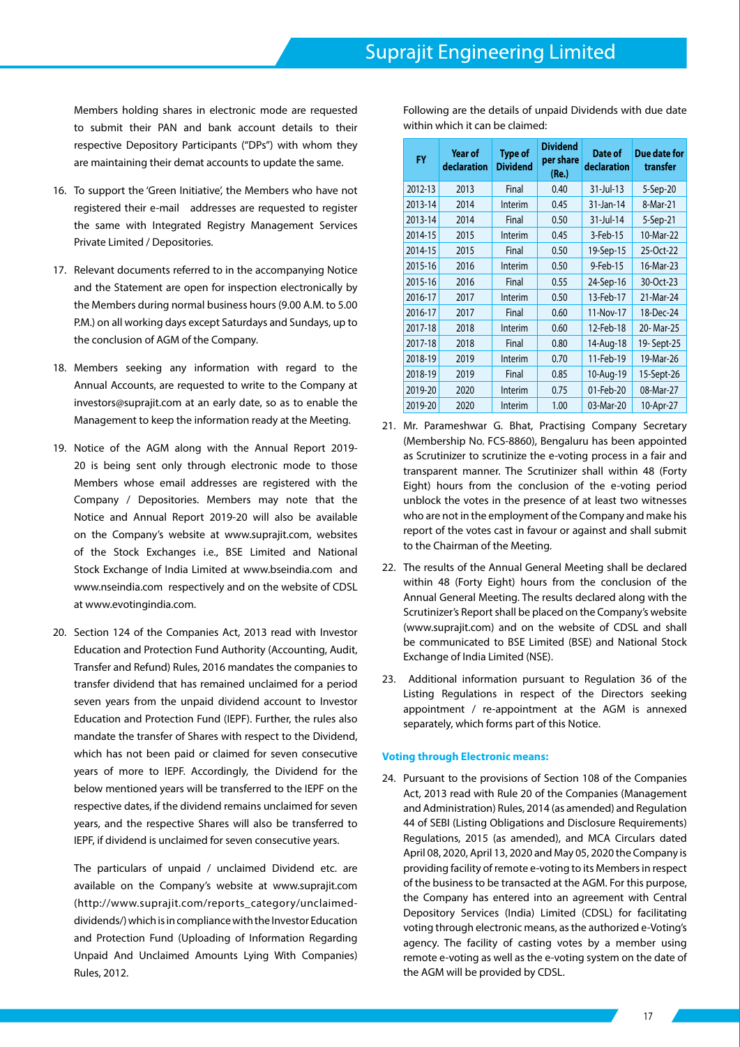Members holding shares in electronic mode are requested to submit their PAN and bank account details to their respective Depository Participants ("DPs") with whom they are maintaining their demat accounts to update the same.

16. To support the 'Green Initiative', the Members who have not registered their e-mail addresses are requested to register the same with Integrated Registry Management Services Private Limited / Depositories.

17. Relevant documents referred to in the accompanying Notice and the Statement are open for inspection electronically by the Members during normal business hours (9.00 A.M. to 5.00 P.M.) on all working days except Saturdays and Sundays, up to the conclusion of AGM of the Company.

18. Members seeking any information with regard to the Annual Accounts, are requested to write to the Company at investors@suprajit.com at an early date, so as to enable the Management to keep the information ready at the Meeting.

19. Notice of the AGM along with the Annual Report 2019-20 is being sent only through electronic mode to those Members whose email addresses are registered with the Company / Depositories. Members may note that the Notice and Annual Report 2019-20 will also be available on the Company's website at www.suprajit.com, websites of the Stock Exchanges i.e., BSE Limited and National Stock Exchange of India Limited at www.bseindia.com and www.nseindia.com respectively and on the website of CDSL at www.evotingindia.com.

20. Section 124 of the Companies Act, 2013 read with Investor Education and Protection Fund Authority (Accounting, Audit, Transfer and Refund) Rules, 2016 mandates the companies to transfer dividend that has remained unclaimed for a period seven years from the unpaid dividend account to Investor Education and Protection Fund (IEPF). Further, the rules also mandate the transfer of Shares with respect to the Dividend, which has not been paid or claimed for seven consecutive years of more to IEPF. Accordingly, the Dividend for the below mentioned years will be transferred to the IEPF on the respective dates, if the dividend remains unclaimed for seven years, and the respective Shares will also be transferred to IEPF, if dividend is unclaimed for seven consecutive years.

    The particulars of unpaid / unclaimed Dividend etc. are available on the Company's website at www.suprajit.com (http://www.suprajit.com/reports_category/unclaimed-dividends/) which is in compliance with the Investor Education and Protection Fund (Uploading of Information Regarding Unpaid And Unclaimed Amounts Lying With Companies) Rules, 2012.

Following are the details of unpaid Dividends with due date within which it can be claimed:

| FY | Year of declaration | Type of Dividend | Dividend per share (Re.) | Date of declaration | Due date for transfer |
|---|---|---|---|---|---|
| 2012-13 | 2013 | Final | 0.40 | 31-Jul-13 | 5-Sep-20 |
| 2013-14 | 2014 | Interim | 0.45 | 31-Jan-14 | 8-Mar-21 |
| 2013-14 | 2014 | Final | 0.50 | 31-Jul-14 | 5-Sep-21 |
| 2014-15 | 2015 | Interim | 0.45 | 3-Feb-15 | 10-Mar-22 |
| 2014-15 | 2015 | Final | 0.50 | 19-Sep-15 | 25-Oct-22 |
| 2015-16 | 2016 | Interim | 0.50 | 9-Feb-15 | 16-Mar-23 |
| 2015-16 | 2016 | Final | 0.55 | 24-Sep-16 | 30-Oct-23 |
| 2016-17 | 2017 | Interim | 0.50 | 13-Feb-17 | 21-Mar-24 |
| 2016-17 | 2017 | Final | 0.60 | 11-Nov-17 | 18-Dec-24 |
| 2017-18 | 2018 | Interim | 0.60 | 12-Feb-18 | 20- Mar-25 |
| 2017-18 | 2018 | Final | 0.80 | 14-Aug-18 | 19- Sept-25 |
| 2018-19 | 2019 | Interim | 0.70 | 11-Feb-19 | 19-Mar-26 |
| 2018-19 | 2019 | Final | 0.85 | 10-Aug-19 | 15-Sept-26 |
| 2019-20 | 2020 | Interim | 0.75 | 01-Feb-20 | 08-Mar-27 |
| 2019-20 | 2020 | Interim | 1.00 | 03-Mar-20 | 10-Apr-27 |

21. Mr. Parameshwar G. Bhat, Practising Company Secretary (Membership No. FCS-8860), Bengaluru has been appointed as Scrutinizer to scrutinize the e-voting process in a fair and transparent manner. The Scrutinizer shall within 48 (Forty Eight) hours from the conclusion of the e-voting period unblock the votes in the presence of at least two witnesses who are not in the employment of the Company and make his report of the votes cast in favour or against and shall submit to the Chairman of the Meeting.

22. The results of the Annual General Meeting shall be declared within 48 (Forty Eight) hours from the conclusion of the Annual General Meeting. The results declared along with the Scrutinizer's Report shall be placed on the Company's website (www.suprajit.com) and on the website of CDSL and shall be communicated to BSE Limited (BSE) and National Stock Exchange of India Limited (NSE).

23. Additional information pursuant to Regulation 36 of the Listing Regulations in respect of the Directors seeking appointment / re-appointment at the AGM is annexed separately, which forms part of this Notice.

**Voting through Electronic means:**

24. Pursuant to the provisions of Section 108 of the Companies Act, 2013 read with Rule 20 of the Companies (Management and Administration) Rules, 2014 (as amended) and Regulation 44 of SEBI (Listing Obligations and Disclosure Requirements) Regulations, 2015 (as amended), and MCA Circulars dated April 08, 2020, April 13, 2020 and May 05, 2020 the Company is providing facility of remote e-voting to its Members in respect of the business to be transacted at the AGM. For this purpose, the Company has entered into an agreement with Central Depository Services (India) Limited (CDSL) for facilitating voting through electronic means, as the authorized e-Voting's agency. The facility of casting votes by a member using remote e-voting as well as the e-voting system on the date of the AGM will be provided by CDSL.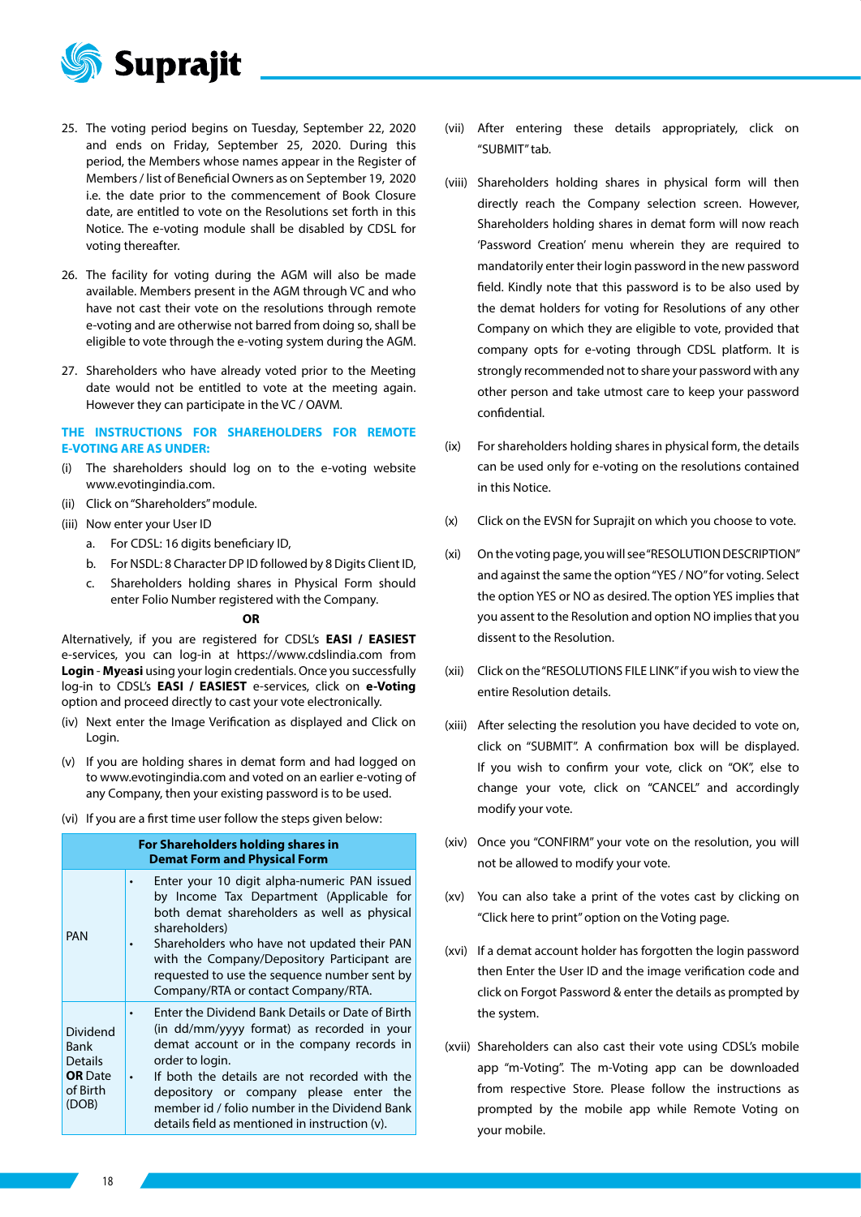25. The voting period begins on Tuesday, September 22, 2020 and ends on Friday, September 25, 2020. During this period, the Members whose names appear in the Register of Members / list of Beneficial Owners as on September 19, 2020 i.e. the date prior to the commencement of Book Closure date, are entitled to vote on the Resolutions set forth in this Notice. The e-voting module shall be disabled by CDSL for voting thereafter.

26. The facility for voting during the AGM will also be made available. Members present in the AGM through VC and who have not cast their vote on the resolutions through remote e-voting and are otherwise not barred from doing so, shall be eligible to vote through the e-voting system during the AGM.

27. Shareholders who have already voted prior to the Meeting date would not be entitled to vote at the meeting again. However they can participate in the VC / OAVM.

**THE INSTRUCTIONS FOR SHAREHOLDERS FOR REMOTE E-VOTING ARE AS UNDER:**

(i) The shareholders should log on to the e-voting website www.evotingindia.com.

(ii) Click on "Shareholders" module.

(iii) Now enter your User ID

  a. For CDSL: 16 digits beneficiary ID,

  b. For NSDL: 8 Character DP ID followed by 8 Digits Client ID,

  c. Shareholders holding shares in Physical Form should enter Folio Number registered with the Company.

**OR**

Alternatively, if you are registered for CDSL's **EASI / EASIEST** e-services, you can log-in at https://www.cdslindia.com from **Login** - **My**e**asi** using your login credentials. Once you successfully log-in to CDSL's **EASI / EASIEST** e-services, click on **e-Voting** option and proceed directly to cast your vote electronically.

(iv) Next enter the Image Verification as displayed and Click on Login.

(v) If you are holding shares in demat form and had logged on to www.evotingindia.com and voted on an earlier e-voting of any Company, then your existing password is to be used.

(vi) If you are a first time user follow the steps given below:

| | For Shareholders holding shares in Demat Form and Physical Form |
|---|---|
| PAN | • Enter your 10 digit alpha-numeric PAN issued by Income Tax Department (Applicable for both demat shareholders as well as physical shareholders)<br>• Shareholders who have not updated their PAN with the Company/Depository Participant are requested to use the sequence number sent by Company/RTA or contact Company/RTA. |
| Dividend Bank Details **OR** Date of Birth (DOB) | • Enter the Dividend Bank Details or Date of Birth (in dd/mm/yyyy format) as recorded in your demat account or in the company records in order to login.<br>• If both the details are not recorded with the depository or company please enter the member id / folio number in the Dividend Bank details field as mentioned in instruction (v). |

(vii) After entering these details appropriately, click on "SUBMIT" tab.

(viii) Shareholders holding shares in physical form will then directly reach the Company selection screen. However, Shareholders holding shares in demat form will now reach 'Password Creation' menu wherein they are required to mandatorily enter their login password in the new password field. Kindly note that this password is to be also used by the demat holders for voting for Resolutions of any other Company on which they are eligible to vote, provided that company opts for e-voting through CDSL platform. It is strongly recommended not to share your password with any other person and take utmost care to keep your password confidential.

(ix) For shareholders holding shares in physical form, the details can be used only for e-voting on the resolutions contained in this Notice.

(x) Click on the EVSN for Suprajit on which you choose to vote.

(xi) On the voting page, you will see "RESOLUTION DESCRIPTION" and against the same the option "YES / NO" for voting. Select the option YES or NO as desired. The option YES implies that you assent to the Resolution and option NO implies that you dissent to the Resolution.

(xii) Click on the "RESOLUTIONS FILE LINK" if you wish to view the entire Resolution details.

(xiii) After selecting the resolution you have decided to vote on, click on "SUBMIT". A confirmation box will be displayed. If you wish to confirm your vote, click on "OK", else to change your vote, click on "CANCEL" and accordingly modify your vote.

(xiv) Once you "CONFIRM" your vote on the resolution, you will not be allowed to modify your vote.

(xv) You can also take a print of the votes cast by clicking on "Click here to print" option on the Voting page.

(xvi) If a demat account holder has forgotten the login password then Enter the User ID and the image verification code and click on Forgot Password & enter the details as prompted by the system.

(xvii) Shareholders can also cast their vote using CDSL's mobile app "m-Voting". The m-Voting app can be downloaded from respective Store. Please follow the instructions as prompted by the mobile app while Remote Voting on your mobile.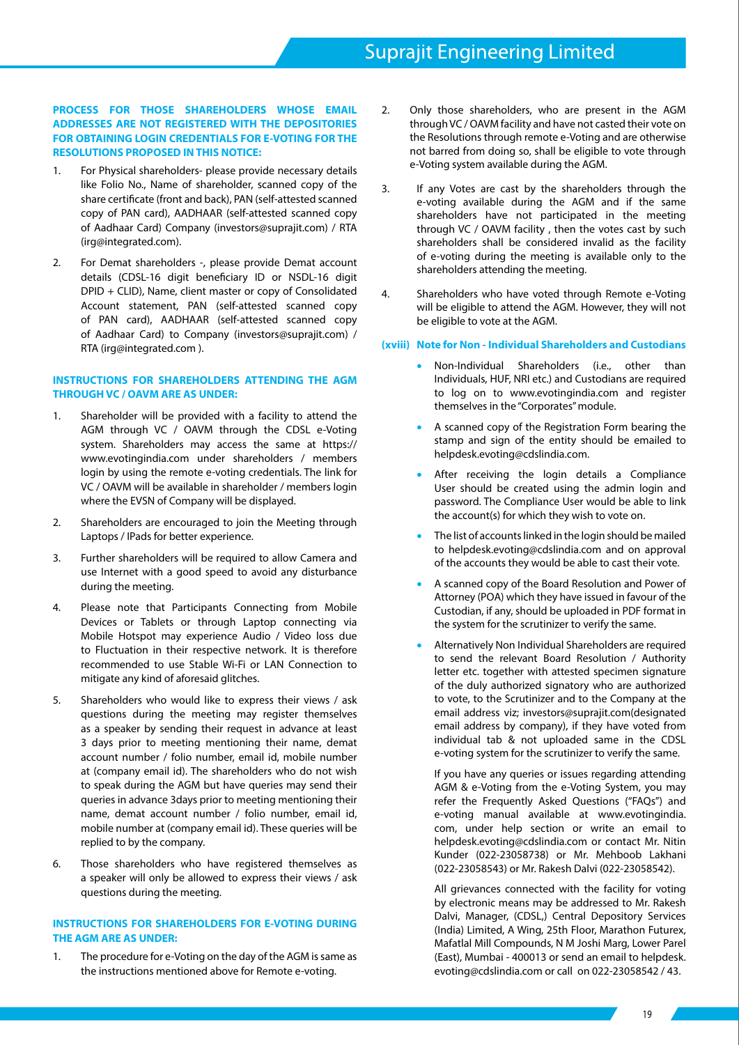**PROCESS FOR THOSE SHAREHOLDERS WHOSE EMAIL ADDRESSES ARE NOT REGISTERED WITH THE DEPOSITORIES FOR OBTAINING LOGIN CREDENTIALS FOR E-VOTING FOR THE RESOLUTIONS PROPOSED IN THIS NOTICE:**

1. For Physical shareholders- please provide necessary details like Folio No., Name of shareholder, scanned copy of the share certificate (front and back), PAN (self-attested scanned copy of PAN card), AADHAAR (self-attested scanned copy of Aadhaar Card) Company (investors@suprajit.com) / RTA (irg@integrated.com).

2. For Demat shareholders -, please provide Demat account details (CDSL-16 digit beneficiary ID or NSDL-16 digit DPID + CLID), Name, client master or copy of Consolidated Account statement, PAN (self-attested scanned copy of PAN card), AADHAAR (self-attested scanned copy of Aadhaar Card) to Company (investors@suprajit.com) / RTA (irg@integrated.com ).

**INSTRUCTIONS FOR SHAREHOLDERS ATTENDING THE AGM THROUGH VC / OAVM ARE AS UNDER:**

1. Shareholder will be provided with a facility to attend the AGM through VC / OAVM through the CDSL e-Voting system. Shareholders may access the same at https:// www.evotingindia.com under shareholders / members login by using the remote e-voting credentials. The link for VC / OAVM will be available in shareholder / members login where the EVSN of Company will be displayed.

2. Shareholders are encouraged to join the Meeting through Laptops / IPads for better experience.

3. Further shareholders will be required to allow Camera and use Internet with a good speed to avoid any disturbance during the meeting.

4. Please note that Participants Connecting from Mobile Devices or Tablets or through Laptop connecting via Mobile Hotspot may experience Audio / Video loss due to Fluctuation in their respective network. It is therefore recommended to use Stable Wi-Fi or LAN Connection to mitigate any kind of aforesaid glitches.

5. Shareholders who would like to express their views / ask questions during the meeting may register themselves as a speaker by sending their request in advance at least 3 days prior to meeting mentioning their name, demat account number / folio number, email id, mobile number at (company email id). The shareholders who do not wish to speak during the AGM but have queries may send their queries in advance 3days prior to meeting mentioning their name, demat account number / folio number, email id, mobile number at (company email id). These queries will be replied to by the company.

6. Those shareholders who have registered themselves as a speaker will only be allowed to express their views / ask questions during the meeting.

**INSTRUCTIONS FOR SHAREHOLDERS FOR E-VOTING DURING THE AGM ARE AS UNDER:**

1. The procedure for e-Voting on the day of the AGM is same as the instructions mentioned above for Remote e-voting.

2. Only those shareholders, who are present in the AGM through VC / OAVM facility and have not casted their vote on the Resolutions through remote e-Voting and are otherwise not barred from doing so, shall be eligible to vote through e-Voting system available during the AGM.

3. If any Votes are cast by the shareholders through the e-voting available during the AGM and if the same shareholders have not participated in the meeting through VC / OAVM facility , then the votes cast by such shareholders shall be considered invalid as the facility of e-voting during the meeting is available only to the shareholders attending the meeting.

4. Shareholders who have voted through Remote e-Voting will be eligible to attend the AGM. However, they will not be eligible to vote at the AGM.

**(xviii) Note for Non - Individual Shareholders and Custodians**

- Non-Individual Shareholders (i.e., other than Individuals, HUF, NRI etc.) and Custodians are required to log on to www.evotingindia.com and register themselves in the "Corporates" module.
- A scanned copy of the Registration Form bearing the stamp and sign of the entity should be emailed to helpdesk.evoting@cdslindia.com.
- After receiving the login details a Compliance User should be created using the admin login and password. The Compliance User would be able to link the account(s) for which they wish to vote on.
- The list of accounts linked in the login should be mailed to helpdesk.evoting@cdslindia.com and on approval of the accounts they would be able to cast their vote.
- A scanned copy of the Board Resolution and Power of Attorney (POA) which they have issued in favour of the Custodian, if any, should be uploaded in PDF format in the system for the scrutinizer to verify the same.
- Alternatively Non Individual Shareholders are required to send the relevant Board Resolution / Authority letter etc. together with attested specimen signature of the duly authorized signatory who are authorized to vote, to the Scrutinizer and to the Company at the email address viz; investors@suprajit.com(designated email address by company), if they have voted from individual tab & not uploaded same in the CDSL e-voting system for the scrutinizer to verify the same.

If you have any queries or issues regarding attending AGM & e-Voting from the e-Voting System, you may refer the Frequently Asked Questions ("FAQs") and e-voting manual available at www.evotingindia.com, under help section or write an email to helpdesk.evoting@cdslindia.com or contact Mr. Nitin Kunder (022-23058738) or Mr. Mehboob Lakhani (022-23058543) or Mr. Rakesh Dalvi (022-23058542).

All grievances connected with the facility for voting by electronic means may be addressed to Mr. Rakesh Dalvi, Manager, (CDSL,) Central Depository Services (India) Limited, A Wing, 25th Floor, Marathon Futurex, Mafatlal Mill Compounds, N M Joshi Marg, Lower Parel (East), Mumbai - 400013 or send an email to helpdesk.evoting@cdslindia.com or call on 022-23058542 / 43.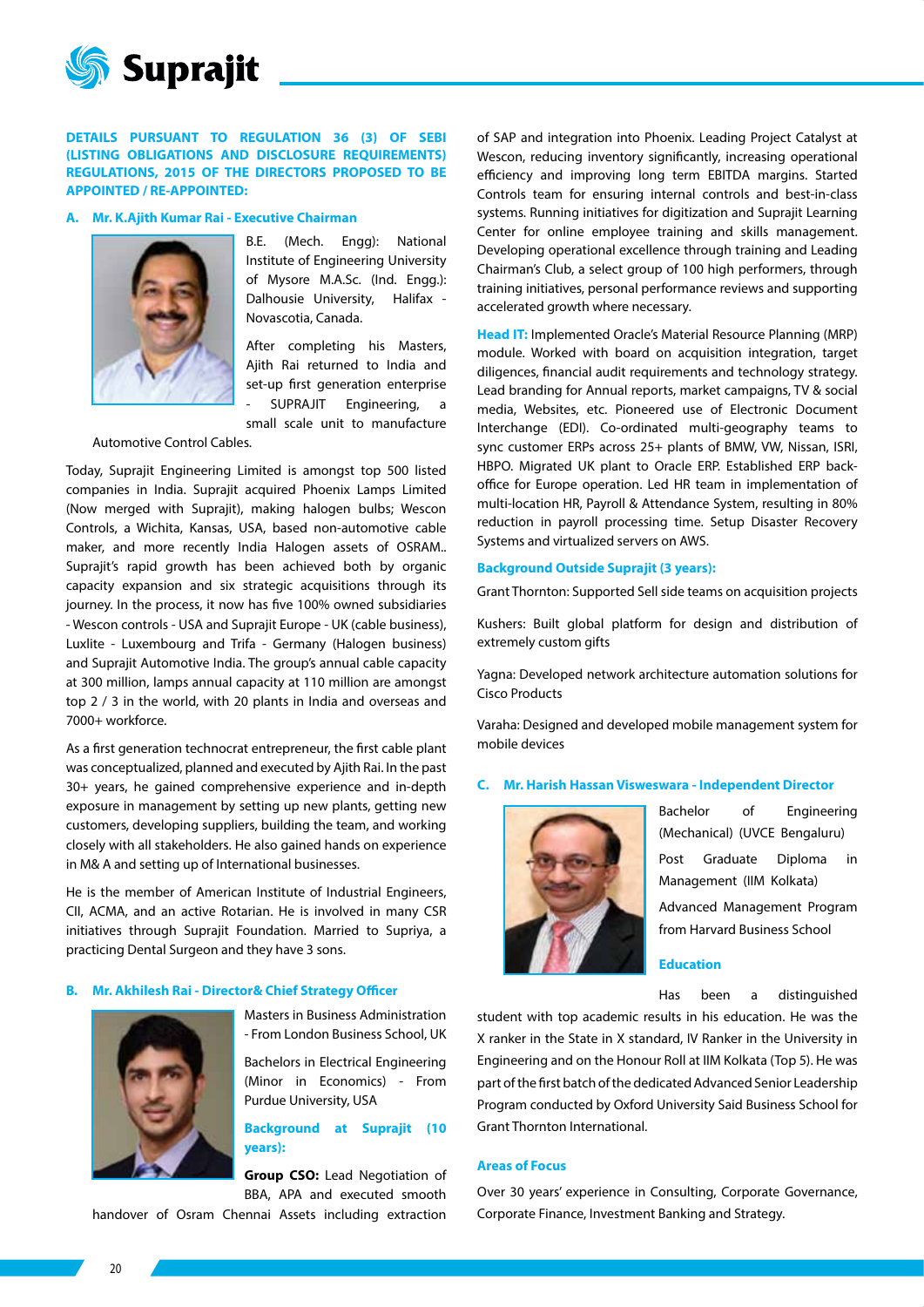## DETAILS PURSUANT TO REGULATION 36 (3) OF SEBI (LISTING OBLIGATIONS AND DISCLOSURE REQUIREMENTS) REGULATIONS, 2015 OF THE DIRECTORS PROPOSED TO BE APPOINTED / RE-APPOINTED:

### A. Mr. K.Ajith Kumar Rai - Executive Chairman

B.E. (Mech. Engg): National Institute of Engineering University of Mysore M.A.Sc. (Ind. Engg.): Dalhousie University, Halifax - Novascotia, Canada.

After completing his Masters, Ajith Rai returned to India and set-up first generation enterprise - SUPRAJIT Engineering, a small scale unit to manufacture Automotive Control Cables.

Today, Suprajit Engineering Limited is amongst top 500 listed companies in India. Suprajit acquired Phoenix Lamps Limited (Now merged with Suprajit), making halogen bulbs; Wescon Controls, a Wichita, Kansas, USA, based non-automotive cable maker, and more recently India Halogen assets of OSRAM.. Suprajit's rapid growth has been achieved both by organic capacity expansion and six strategic acquisitions through its journey. In the process, it now has five 100% owned subsidiaries - Wescon controls - USA and Suprajit Europe - UK (cable business), Luxlite - Luxembourg and Trifa - Germany (Halogen business) and Suprajit Automotive India. The group's annual cable capacity at 300 million, lamps annual capacity at 110 million are amongst top 2 / 3 in the world, with 20 plants in India and overseas and 7000+ workforce.

As a first generation technocrat entrepreneur, the first cable plant was conceptualized, planned and executed by Ajith Rai. In the past 30+ years, he gained comprehensive experience and in-depth exposure in management by setting up new plants, getting new customers, developing suppliers, building the team, and working closely with all stakeholders. He also gained hands on experience in M& A and setting up of International businesses.

He is the member of American Institute of Industrial Engineers, CII, ACMA, and an active Rotarian. He is involved in many CSR initiatives through Suprajit Foundation. Married to Supriya, a practicing Dental Surgeon and they have 3 sons.

### B. Mr. Akhilesh Rai - Director& Chief Strategy Officer

Masters in Business Administration - From London Business School, UK

Bachelors in Electrical Engineering (Minor in Economics) - From Purdue University, USA

**Background at Suprajit (10 years):**

**Group CSO:** Lead Negotiation of BBA, APA and executed smooth handover of Osram Chennai Assets including extraction of SAP and integration into Phoenix. Leading Project Catalyst at Wescon, reducing inventory significantly, increasing operational efficiency and improving long term EBITDA margins. Started Controls team for ensuring internal controls and best-in-class systems. Running initiatives for digitization and Suprajit Learning Center for online employee training and skills management. Developing operational excellence through training and Leading Chairman's Club, a select group of 100 high performers, through training initiatives, personal performance reviews and supporting accelerated growth where necessary.

**Head IT:** Implemented Oracle's Material Resource Planning (MRP) module. Worked with board on acquisition integration, target diligences, financial audit requirements and technology strategy. Lead branding for Annual reports, market campaigns, TV & social media, Websites, etc. Pioneered use of Electronic Document Interchange (EDI). Co-ordinated multi-geography teams to sync customer ERPs across 25+ plants of BMW, VW, Nissan, ISRI, HBPO. Migrated UK plant to Oracle ERP. Established ERP back-office for Europe operation. Led HR team in implementation of multi-location HR, Payroll & Attendance System, resulting in 80% reduction in payroll processing time. Setup Disaster Recovery Systems and virtualized servers on AWS.

**Background Outside Suprajit (3 years):**

Grant Thornton: Supported Sell side teams on acquisition projects

Kushers: Built global platform for design and distribution of extremely custom gifts

Yagna: Developed network architecture automation solutions for Cisco Products

Varaha: Designed and developed mobile management system for mobile devices

### C. Mr. Harish Hassan Visweswara - Independent Director

Bachelor of Engineering (Mechanical) (UVCE Bengaluru)

Post Graduate Diploma in Management (IIM Kolkata)

Advanced Management Program from Harvard Business School

**Education**

Has been a distinguished student with top academic results in his education. He was the X ranker in the State in X standard, IV Ranker in the University in Engineering and on the Honour Roll at IIM Kolkata (Top 5). He was part of the first batch of the dedicated Advanced Senior Leadership Program conducted by Oxford University Said Business School for Grant Thornton International.

**Areas of Focus**

Over 30 years' experience in Consulting, Corporate Governance, Corporate Finance, Investment Banking and Strategy.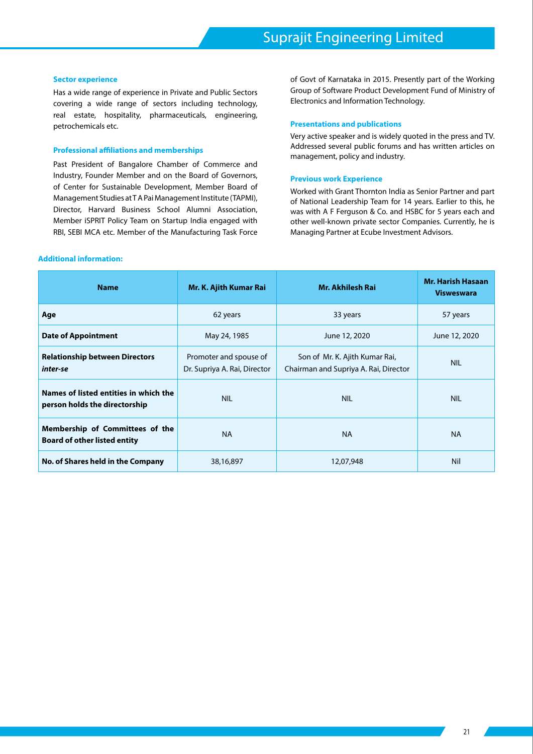### Sector experience

Has a wide range of experience in Private and Public Sectors covering a wide range of sectors including technology, real estate, hospitality, pharmaceuticals, engineering, petrochemicals etc.

### Professional affiliations and memberships

Past President of Bangalore Chamber of Commerce and Industry, Founder Member and on the Board of Governors, of Center for Sustainable Development, Member Board of Management Studies at T A Pai Management Institute (TAPMI), Director, Harvard Business School Alumni Association, Member iSPRIT Policy Team on Startup India engaged with RBI, SEBI MCA etc. Member of the Manufacturing Task Force of Govt of Karnataka in 2015. Presently part of the Working Group of Software Product Development Fund of Ministry of Electronics and Information Technology.

### Presentations and publications

Very active speaker and is widely quoted in the press and TV. Addressed several public forums and has written articles on management, policy and industry.

### Previous work Experience

Worked with Grant Thornton India as Senior Partner and part of National Leadership Team for 14 years. Earlier to this, he was with A F Ferguson & Co. and HSBC for 5 years each and other well-known private sector Companies. Currently, he is Managing Partner at Ecube Investment Advisors.

### Additional information:

| Name | Mr. K. Ajith Kumar Rai | Mr. Akhilesh Rai | Mr. Harish Hasaan Visweswara |
|---|---|---|---|
| **Age** | 62 years | 33 years | 57 years |
| **Date of Appointment** | May 24, 1985 | June 12, 2020 | June 12, 2020 |
| **Relationship between Directors *inter-se*** | Promoter and spouse of Dr. Supriya A. Rai, Director | Son of Mr. K. Ajith Kumar Rai, Chairman and Supriya A. Rai, Director | NIL |
| **Names of listed entities in which the person holds the directorship** | NIL | NIL | NIL |
| **Membership of Committees of the Board of other listed entity** | NA | NA | NA |
| **No. of Shares held in the Company** | 38,16,897 | 12,07,948 | Nil |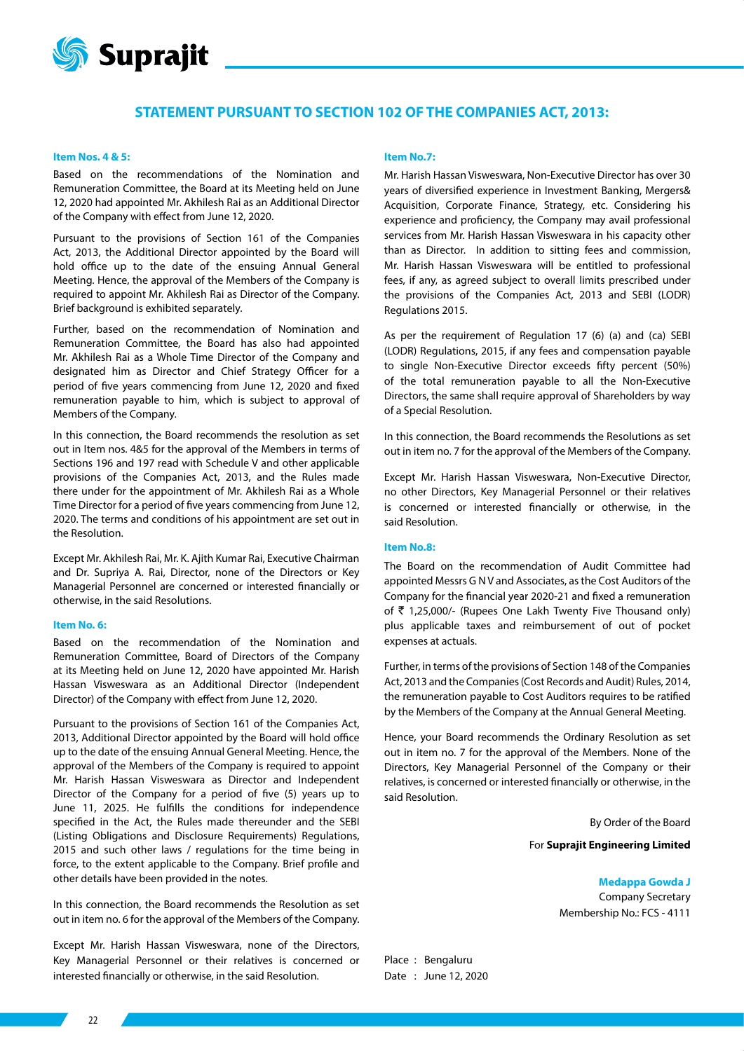## STATEMENT PURSUANT TO SECTION 102 OF THE COMPANIES ACT, 2013:

**Item Nos. 4 & 5:**

Based on the recommendations of the Nomination and Remuneration Committee, the Board at its Meeting held on June 12, 2020 had appointed Mr. Akhilesh Rai as an Additional Director of the Company with effect from June 12, 2020.

Pursuant to the provisions of Section 161 of the Companies Act, 2013, the Additional Director appointed by the Board will hold office up to the date of the ensuing Annual General Meeting. Hence, the approval of the Members of the Company is required to appoint Mr. Akhilesh Rai as Director of the Company. Brief background is exhibited separately.

Further, based on the recommendation of Nomination and Remuneration Committee, the Board has also had appointed Mr. Akhilesh Rai as a Whole Time Director of the Company and designated him as Director and Chief Strategy Officer for a period of five years commencing from June 12, 2020 and fixed remuneration payable to him, which is subject to approval of Members of the Company.

In this connection, the Board recommends the resolution as set out in Item nos. 4&5 for the approval of the Members in terms of Sections 196 and 197 read with Schedule V and other applicable provisions of the Companies Act, 2013, and the Rules made there under for the appointment of Mr. Akhilesh Rai as a Whole Time Director for a period of five years commencing from June 12, 2020. The terms and conditions of his appointment are set out in the Resolution.

Except Mr. Akhilesh Rai, Mr. K. Ajith Kumar Rai, Executive Chairman and Dr. Supriya A. Rai, Director, none of the Directors or Key Managerial Personnel are concerned or interested financially or otherwise, in the said Resolutions.

**Item No. 6:**

Based on the recommendation of the Nomination and Remuneration Committee, Board of Directors of the Company at its Meeting held on June 12, 2020 have appointed Mr. Harish Hassan Visweswara as an Additional Director (Independent Director) of the Company with effect from June 12, 2020.

Pursuant to the provisions of Section 161 of the Companies Act, 2013, Additional Director appointed by the Board will hold office up to the date of the ensuing Annual General Meeting. Hence, the approval of the Members of the Company is required to appoint Mr. Harish Hassan Visweswara as Director and Independent Director of the Company for a period of five (5) years up to June 11, 2025. He fulfills the conditions for independence specified in the Act, the Rules made thereunder and the SEBI (Listing Obligations and Disclosure Requirements) Regulations, 2015 and such other laws / regulations for the time being in force, to the extent applicable to the Company. Brief profile and other details have been provided in the notes.

In this connection, the Board recommends the Resolution as set out in item no. 6 for the approval of the Members of the Company.

Except Mr. Harish Hassan Visweswara, none of the Directors, Key Managerial Personnel or their relatives is concerned or interested financially or otherwise, in the said Resolution.

**Item No.7:**

Mr. Harish Hassan Visweswara, Non-Executive Director has over 30 years of diversified experience in Investment Banking, Mergers& Acquisition, Corporate Finance, Strategy, etc. Considering his experience and proficiency, the Company may avail professional services from Mr. Harish Hassan Visweswara in his capacity other than as Director. In addition to sitting fees and commission, Mr. Harish Hassan Visweswara will be entitled to professional fees, if any, as agreed subject to overall limits prescribed under the provisions of the Companies Act, 2013 and SEBI (LODR) Regulations 2015.

As per the requirement of Regulation 17 (6) (a) and (ca) SEBI (LODR) Regulations, 2015, if any fees and compensation payable to single Non-Executive Director exceeds fifty percent (50%) of the total remuneration payable to all the Non-Executive Directors, the same shall require approval of Shareholders by way of a Special Resolution.

In this connection, the Board recommends the Resolutions as set out in item no. 7 for the approval of the Members of the Company.

Except Mr. Harish Hassan Visweswara, Non-Executive Director, no other Directors, Key Managerial Personnel or their relatives is concerned or interested financially or otherwise, in the said Resolution.

**Item No.8:**

The Board on the recommendation of Audit Committee had appointed Messrs G N V and Associates, as the Cost Auditors of the Company for the financial year 2020-21 and fixed a remuneration of ₹ 1,25,000/- (Rupees One Lakh Twenty Five Thousand only) plus applicable taxes and reimbursement of out of pocket expenses at actuals.

Further, in terms of the provisions of Section 148 of the Companies Act, 2013 and the Companies (Cost Records and Audit) Rules, 2014, the remuneration payable to Cost Auditors requires to be ratified by the Members of the Company at the Annual General Meeting.

Hence, your Board recommends the Ordinary Resolution as set out in item no. 7 for the approval of the Members. None of the Directors, Key Managerial Personnel of the Company or their relatives, is concerned or interested financially or otherwise, in the said Resolution.

By Order of the Board

For **Suprajit Engineering Limited**

**Medappa Gowda J**
Company Secretary
Membership No.: FCS - 4111

Place : Bengaluru
Date : June 12, 2020